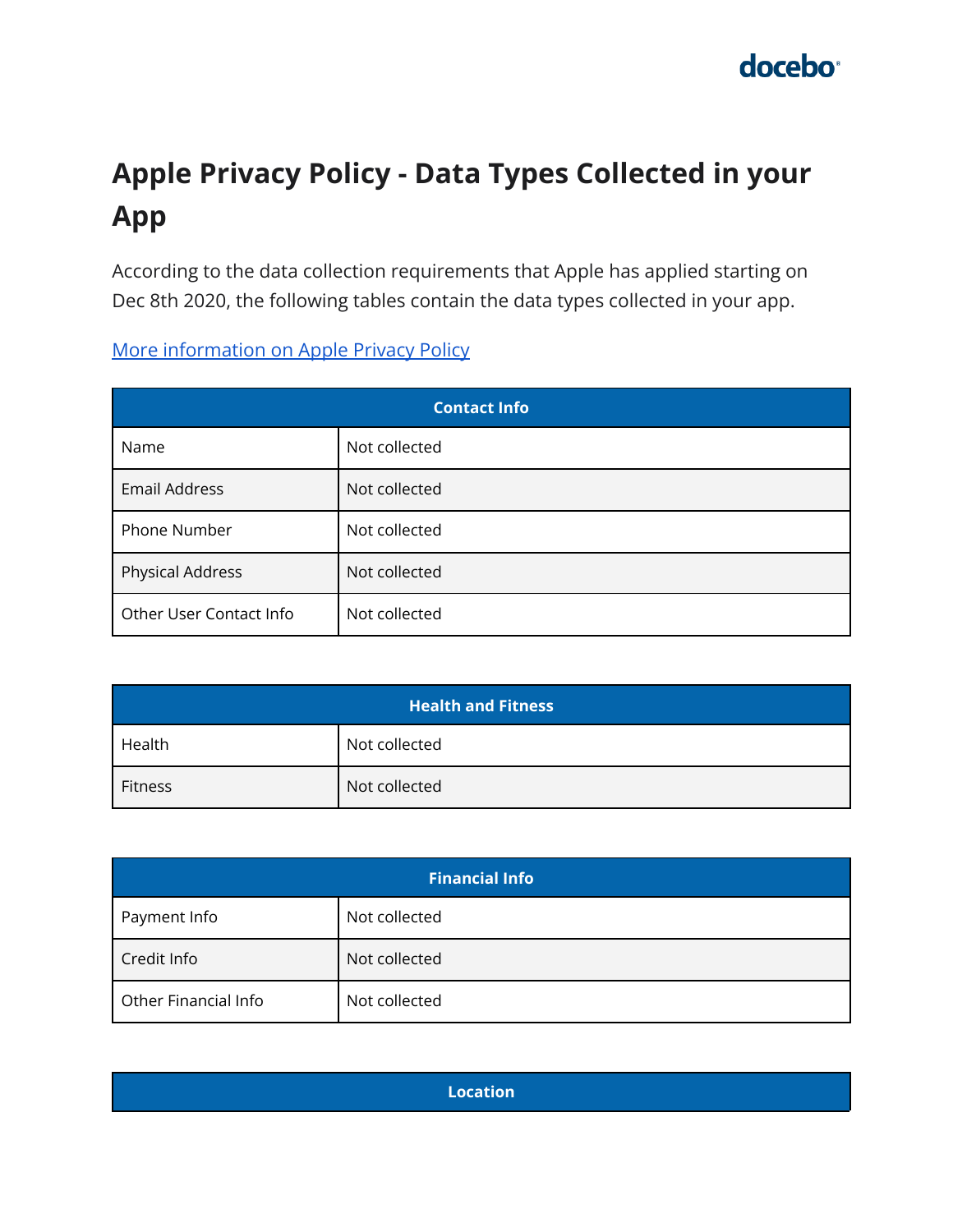# Apple Privacy Policy - Data Types Collected in your App

According to the data collection requirements that Apple has applied starting on Dec 8th 2020, the following tables contain the data types collected in your app.

[More information on Apple Privacy Policy]

| Contact Info | |
|---|---|
| Name | Not collected |
| Email Address | Not collected |
| Phone Number | Not collected |
| Physical Address | Not collected |
| Other User Contact Info | Not collected |

| Health and Fitness | |
|---|---|
| Health | Not collected |
| Fitness | Not collected |

| Financial Info | |
|---|---|
| Payment Info | Not collected |
| Credit Info | Not collected |
| Other Financial Info | Not collected |

| Location | |
|---|---|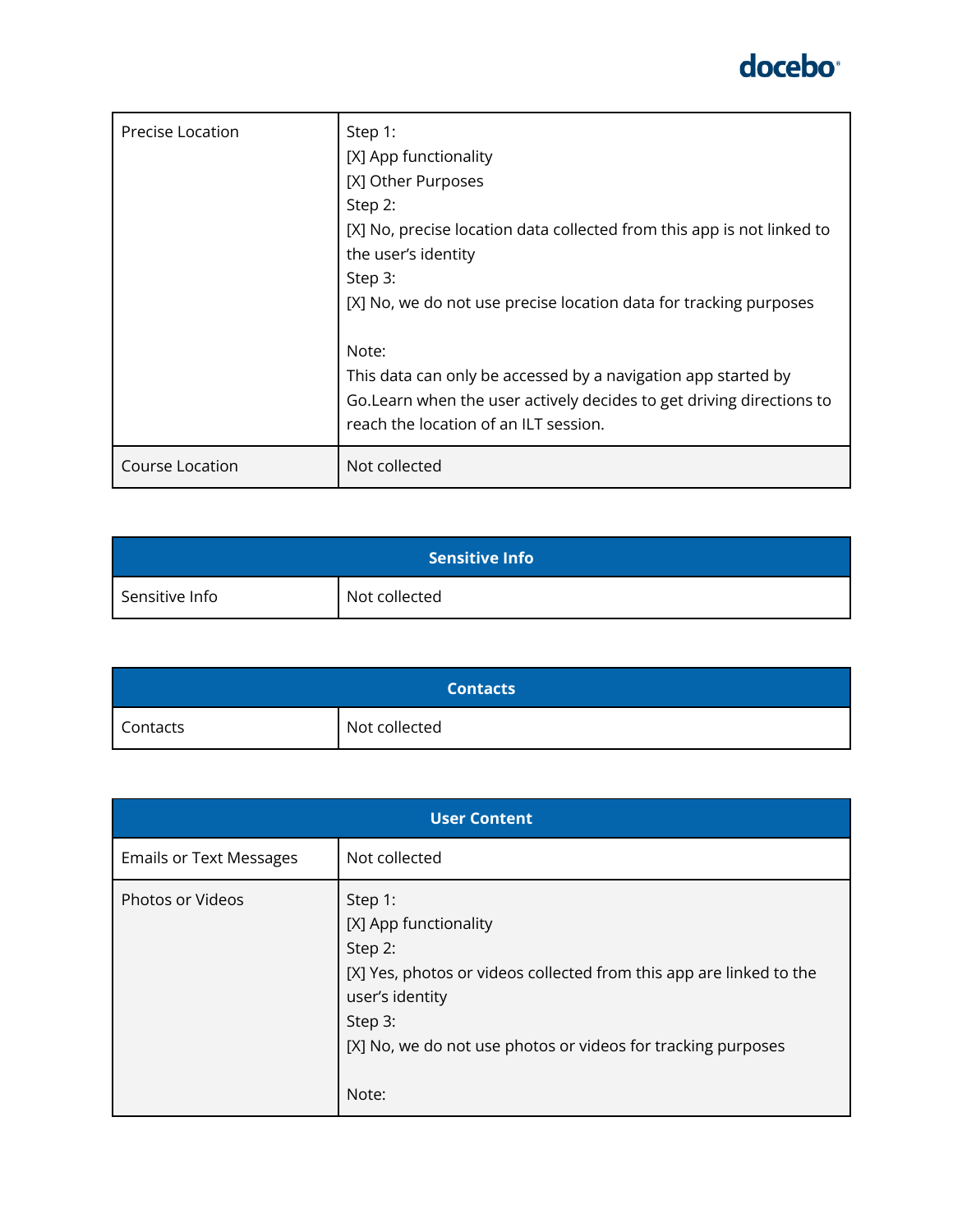| | |
|---|---|
| Precise Location | Step 1:<br>[X] App functionality<br>[X] Other Purposes<br>Step 2:<br>[X] No, precise location data collected from this app is not linked to the user's identity<br>Step 3:<br>[X] No, we do not use precise location data for tracking purposes<br><br>Note:<br>This data can only be accessed by a navigation app started by Go.Learn when the user actively decides to get driving directions to reach the location of an ILT session. |
| Course Location | Not collected |

| Sensitive Info | |
|---|---|
| Sensitive Info | Not collected |

| Contacts | |
|---|---|
| Contacts | Not collected |

| User Content | |
|---|---|
| Emails or Text Messages | Not collected |
| Photos or Videos | Step 1:<br>[X] App functionality<br>Step 2:<br>[X] Yes, photos or videos collected from this app are linked to the user's identity<br>Step 3:<br>[X] No, we do not use photos or videos for tracking purposes<br><br>Note: |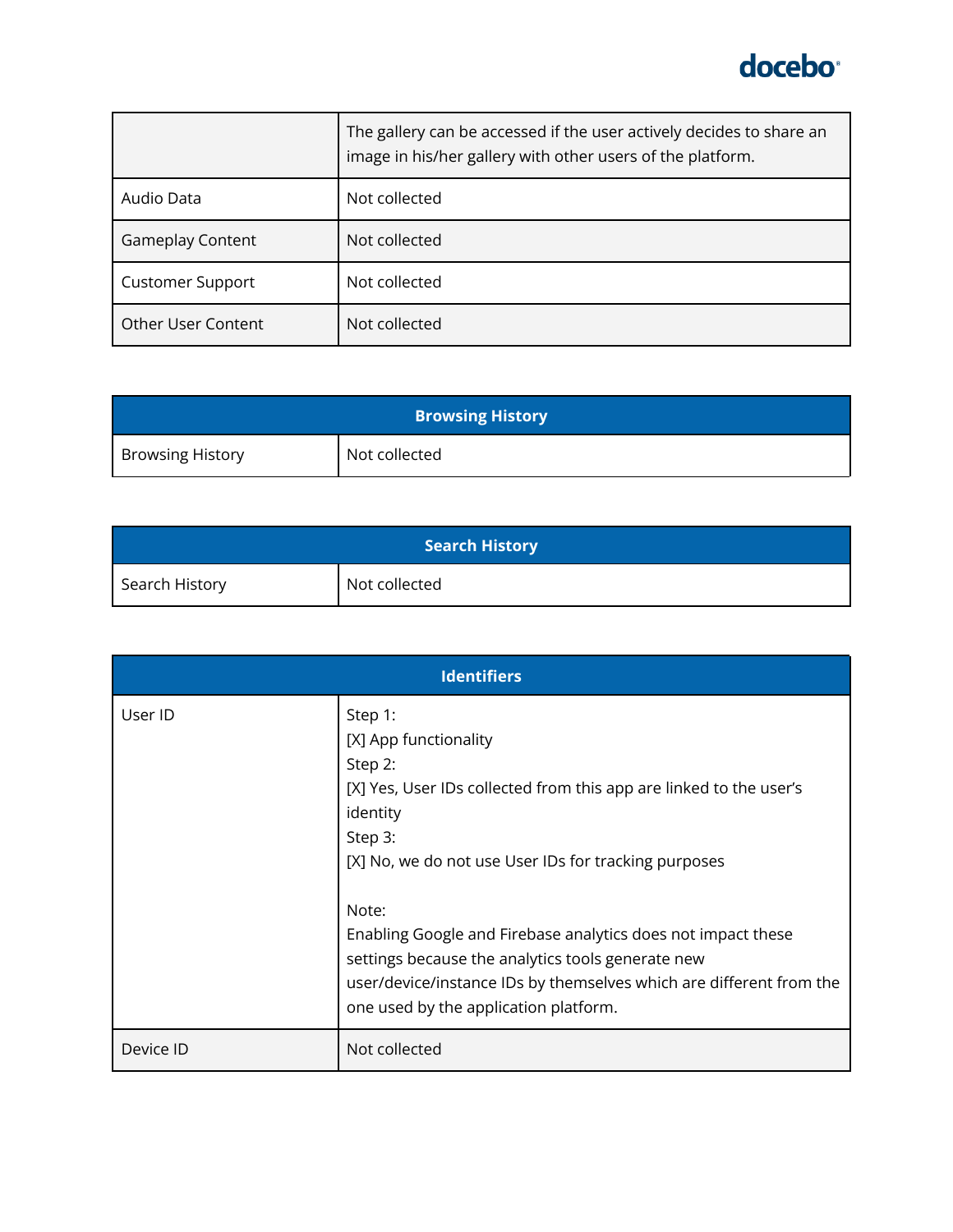|  | The gallery can be accessed if the user actively decides to share an image in his/her gallery with other users of the platform. |
|---|---|
| Audio Data | Not collected |
| Gameplay Content | Not collected |
| Customer Support | Not collected |
| Other User Content | Not collected |

| **Browsing History** | |
|---|---|
| Browsing History | Not collected |

| **Search History** | |
|---|---|
| Search History | Not collected |

| **Identifiers** | |
|---|---|
| User ID | Step 1:<br>[X] App functionality<br>Step 2:<br>[X] Yes, User IDs collected from this app are linked to the user's identity<br>Step 3:<br>[X] No, we do not use User IDs for tracking purposes<br><br>Note:<br>Enabling Google and Firebase analytics does not impact these settings because the analytics tools generate new user/device/instance IDs by themselves which are different from the one used by the application platform. |
| Device ID | Not collected |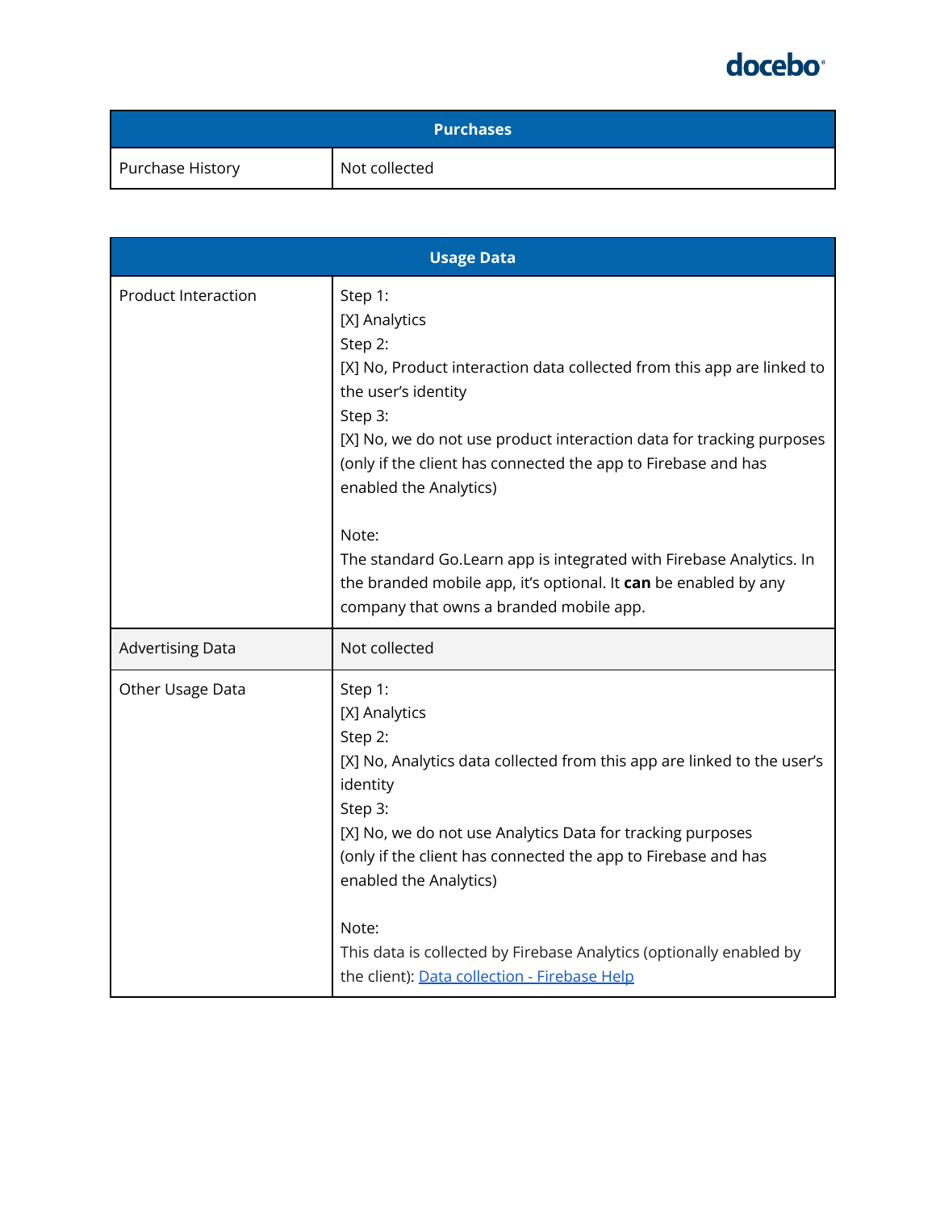| Purchases | |
|---|---|
| Purchase History | Not collected |

| Usage Data | |
|---|---|
| Product Interaction | Step 1:<br>[X] Analytics<br>Step 2:<br>[X] No, Product interaction data collected from this app are linked to the user's identity<br>Step 3:<br>[X] No, we do not use product interaction data for tracking purposes (only if the client has connected the app to Firebase and has enabled the Analytics)<br><br>Note:<br>The standard Go.Learn app is integrated with Firebase Analytics. In the branded mobile app, it's optional. It **can** be enabled by any company that owns a branded mobile app. |
| Advertising Data | Not collected |
| Other Usage Data | Step 1:<br>[X] Analytics<br>Step 2:<br>[X] No, Analytics data collected from this app are linked to the user's identity<br>Step 3:<br>[X] No, we do not use Analytics Data for tracking purposes (only if the client has connected the app to Firebase and has enabled the Analytics)<br><br>Note:<br>This data is collected by Firebase Analytics (optionally enabled by the client): [Data collection - Firebase Help](#) |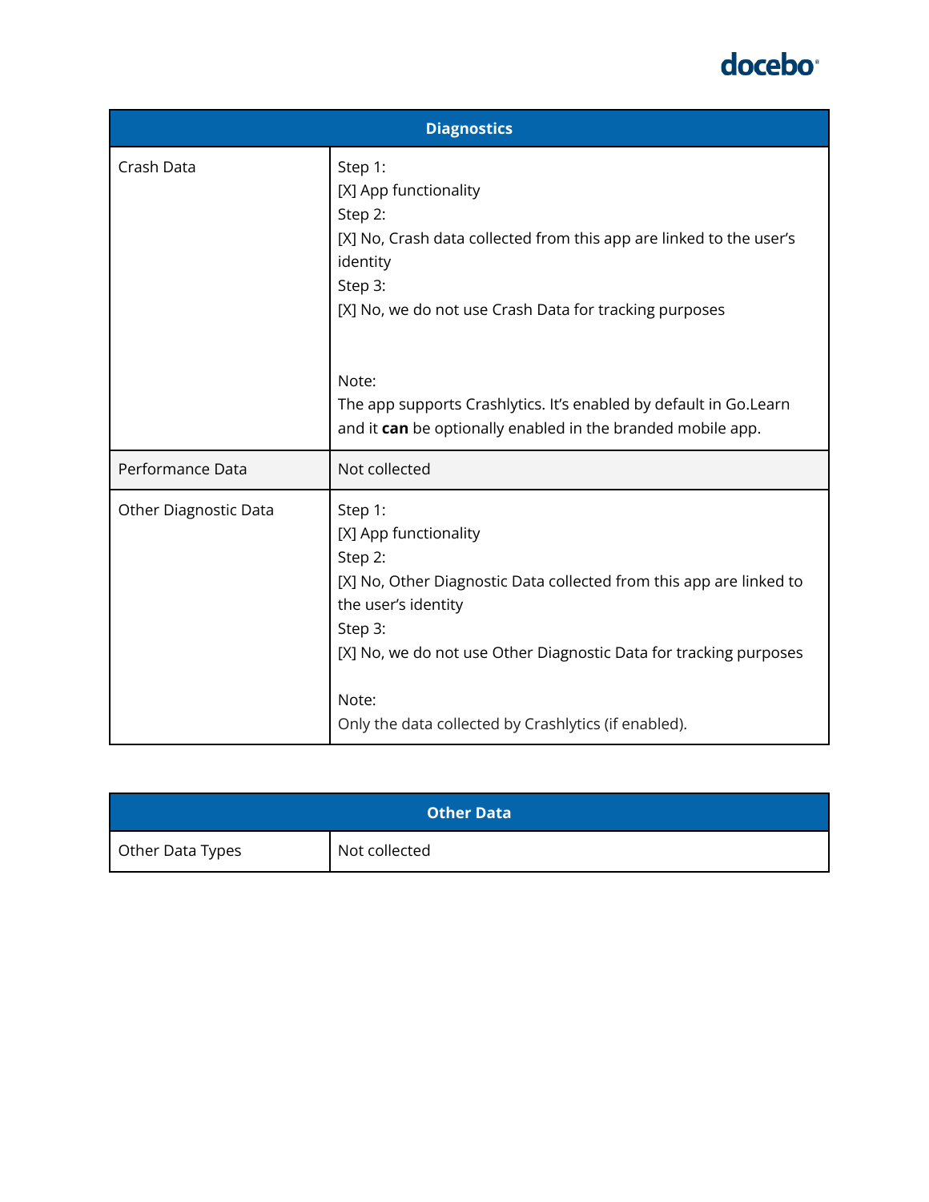| Diagnostics | |
|---|---|
| Crash Data | Step 1:<br>[X] App functionality<br>Step 2:<br>[X] No, Crash data collected from this app are linked to the user's identity<br>Step 3:<br>[X] No, we do not use Crash Data for tracking purposes<br><br>Note:<br>The app supports Crashlytics. It's enabled by default in Go.Learn and it **can** be optionally enabled in the branded mobile app. |
| Performance Data | Not collected |
| Other Diagnostic Data | Step 1:<br>[X] App functionality<br>Step 2:<br>[X] No, Other Diagnostic Data collected from this app are linked to the user's identity<br>Step 3:<br>[X] No, we do not use Other Diagnostic Data for tracking purposes<br><br>Note:<br>Only the data collected by Crashlytics (if enabled). |

| Other Data | |
|---|---|
| Other Data Types | Not collected |